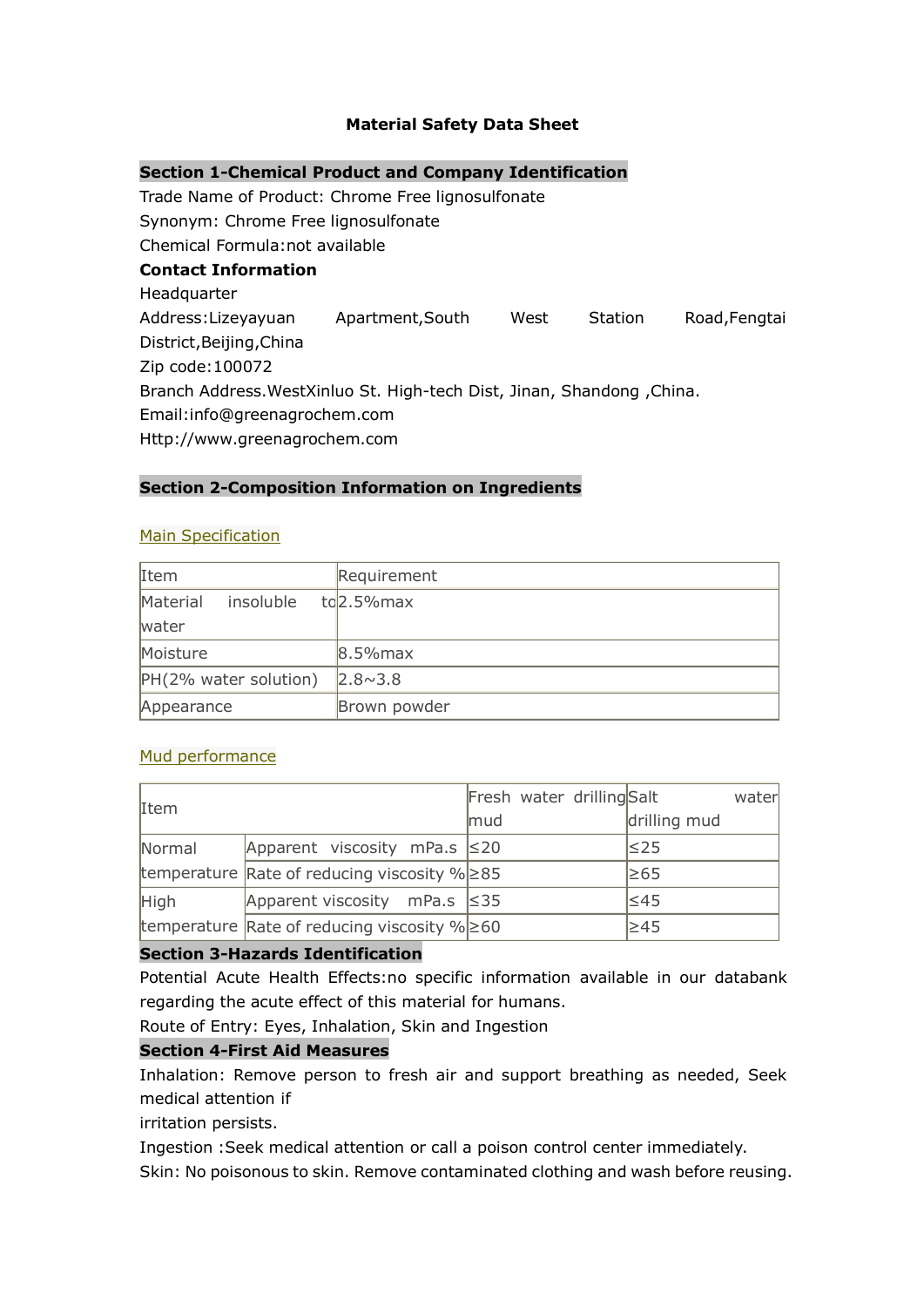# Material Safety Data Sheet

## Section 1-Chemical Product and Company Identification

Trade Name of Product: Chrome Free lignosulfonate

Synonym: Chrome Free lignosulfonate

Chemical Formula:not available

**Contact Information**

Headquarter

Address:Lizeyayuan Apartment,South West Station Road,Fengtai District,Beijing,China

Zip code:100072

Branch Address.WestXinluo St. High-tech Dist, Jinan, Shandong ,China.

Email:info@greenagrochem.com

Http://www.greenagrochem.com

## Section 2-Composition Information on Ingredients

Main Specification

| Item | Requirement |
|---|---|
| Material insoluble to water | 2.5%max |
| Moisture | 8.5%max |
| PH(2% water solution) | 2.8~3.8 |
| Appearance | Brown powder |

Mud performance

| Item | | Fresh water drilling mud | Salt water drilling mud |
|---|---|---|---|
| Normal temperature | Apparent viscosity mPa.s | ≤20 | ≤25 |
| | Rate of reducing viscosity % | ≥85 | ≥65 |
| High temperature | Apparent viscosity mPa.s | ≤35 | ≤45 |
| | Rate of reducing viscosity % | ≥60 | ≥45 |

## Section 3-Hazards Identification

Potential Acute Health Effects:no specific information available in our databank regarding the acute effect of this material for humans.

Route of Entry: Eyes, Inhalation, Skin and Ingestion

## Section 4-First Aid Measures

Inhalation: Remove person to fresh air and support breathing as needed, Seek medical attention if irritation persists.

Ingestion :Seek medical attention or call a poison control center immediately.

Skin: No poisonous to skin. Remove contaminated clothing and wash before reusing.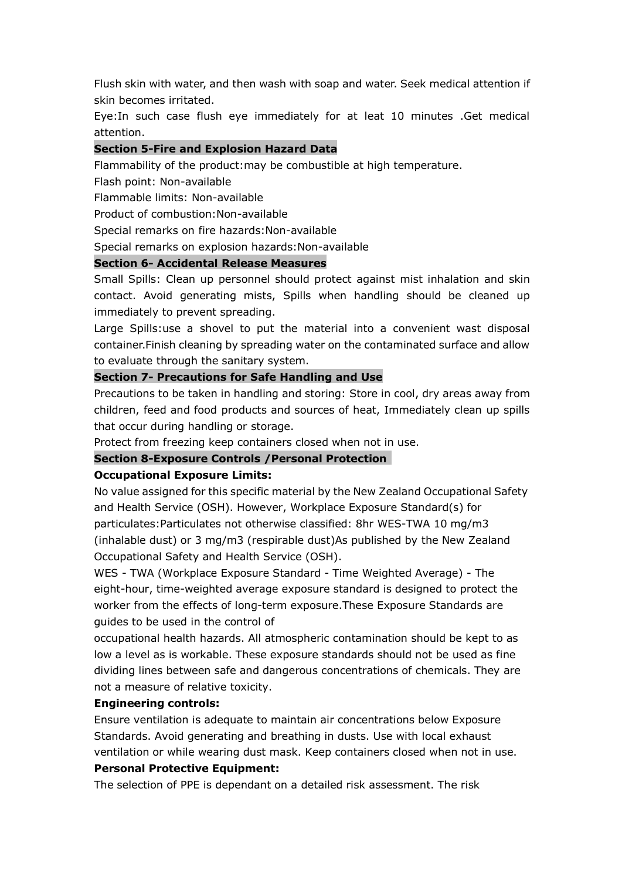Flush skin with water, and then wash with soap and water. Seek medical attention if skin becomes irritated.

Eye:In such case flush eye immediately for at leat 10 minutes .Get medical attention.

## Section 5-Fire and Explosion Hazard Data

Flammability of the product:may be combustible at high temperature.

Flash point: Non-available

Flammable limits: Non-available

Product of combustion:Non-available

Special remarks on fire hazards:Non-available

Special remarks on explosion hazards:Non-available

## Section 6- Accidental Release Measures

Small Spills: Clean up personnel should protect against mist inhalation and skin contact. Avoid generating mists, Spills when handling should be cleaned up immediately to prevent spreading.

Large Spills:use a shovel to put the material into a convenient wast disposal container.Finish cleaning by spreading water on the contaminated surface and allow to evaluate through the sanitary system.

## Section 7- Precautions for Safe Handling and Use

Precautions to be taken in handling and storing: Store in cool, dry areas away from children, feed and food products and sources of heat, Immediately clean up spills that occur during handling or storage.

Protect from freezing keep containers closed when not in use.

## Section 8-Exposure Controls /Personal Protection

**Occupational Exposure Limits:**

No value assigned for this specific material by the New Zealand Occupational Safety and Health Service (OSH). However, Workplace Exposure Standard(s) for particulates:Particulates not otherwise classified: 8hr WES-TWA 10 mg/m3 (inhalable dust) or 3 mg/m3 (respirable dust)As published by the New Zealand Occupational Safety and Health Service (OSH).

WES - TWA (Workplace Exposure Standard - Time Weighted Average) - The eight-hour, time-weighted average exposure standard is designed to protect the worker from the effects of long-term exposure.These Exposure Standards are guides to be used in the control of occupational health hazards. All atmospheric contamination should be kept to as low a level as is workable. These exposure standards should not be used as fine dividing lines between safe and dangerous concentrations of chemicals. They are not a measure of relative toxicity.

**Engineering controls:**

Ensure ventilation is adequate to maintain air concentrations below Exposure Standards. Avoid generating and breathing in dusts. Use with local exhaust ventilation or while wearing dust mask. Keep containers closed when not in use.

**Personal Protective Equipment:**

The selection of PPE is dependant on a detailed risk assessment. The risk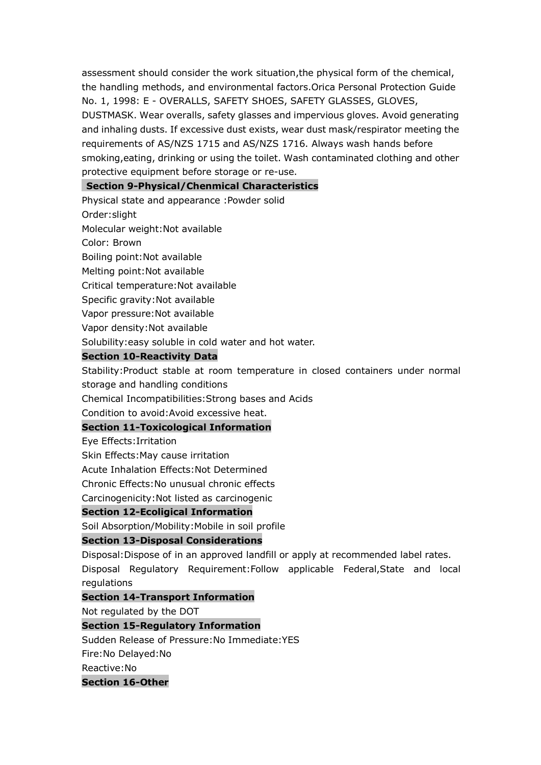assessment should consider the work situation,the physical form of the chemical, the handling methods, and environmental factors.Orica Personal Protection Guide No. 1, 1998: E - OVERALLS, SAFETY SHOES, SAFETY GLASSES, GLOVES, DUSTMASK. Wear overalls, safety glasses and impervious gloves. Avoid generating and inhaling dusts. If excessive dust exists, wear dust mask/respirator meeting the requirements of AS/NZS 1715 and AS/NZS 1716. Always wash hands before smoking,eating, drinking or using the toilet. Wash contaminated clothing and other protective equipment before storage or re-use.

## Section 9-Physical/Chenmical Characteristics

Physical state and appearance :Powder solid

Order:slight

Molecular weight:Not available

Color: Brown

Boiling point:Not available

Melting point:Not available

Critical temperature:Not available

Specific gravity:Not available

Vapor pressure:Not available

Vapor density:Not available

Solubility:easy soluble in cold water and hot water.

## Section 10-Reactivity Data

Stability:Product stable at room temperature in closed containers under normal storage and handling conditions

Chemical Incompatibilities:Strong bases and Acids

Condition to avoid:Avoid excessive heat.

## Section 11-Toxicological Information

Eye Effects:Irritation

Skin Effects:May cause irritation

Acute Inhalation Effects:Not Determined

Chronic Effects:No unusual chronic effects

Carcinogenicity:Not listed as carcinogenic

## Section 12-Ecoligical Information

Soil Absorption/Mobility:Mobile in soil profile

## Section 13-Disposal Considerations

Disposal:Dispose of in an approved landfill or apply at recommended label rates.

Disposal Regulatory Requirement:Follow applicable Federal,State and local regulations

## Section 14-Transport Information

Not regulated by the DOT

## Section 15-Regulatory Information

Sudden Release of Pressure:No Immediate:YES

Fire:No Delayed:No

Reactive:No

## Section 16-Other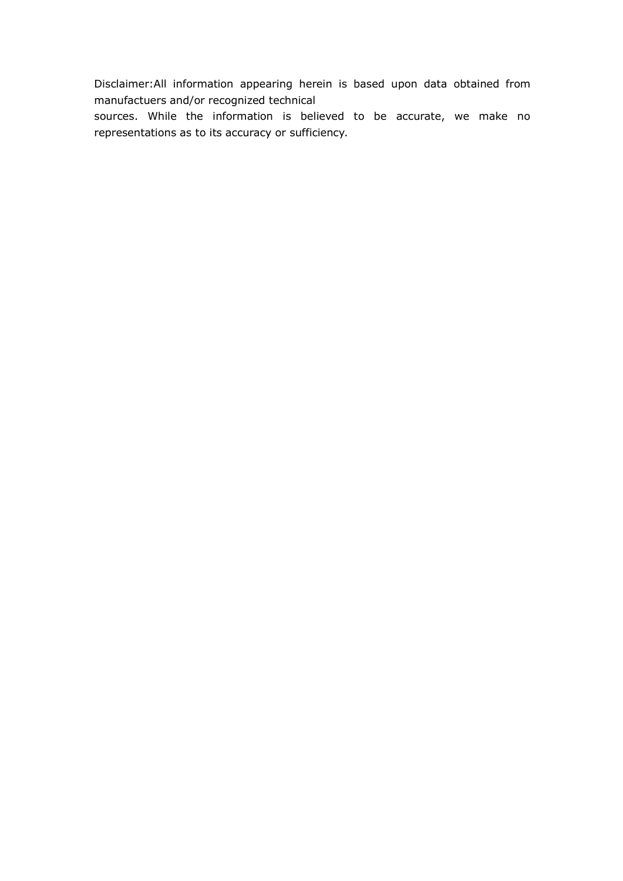Disclaimer:All information appearing herein is based upon data obtained from manufactuers and/or recognized technical sources. While the information is believed to be accurate, we make no representations as to its accuracy or sufficiency.